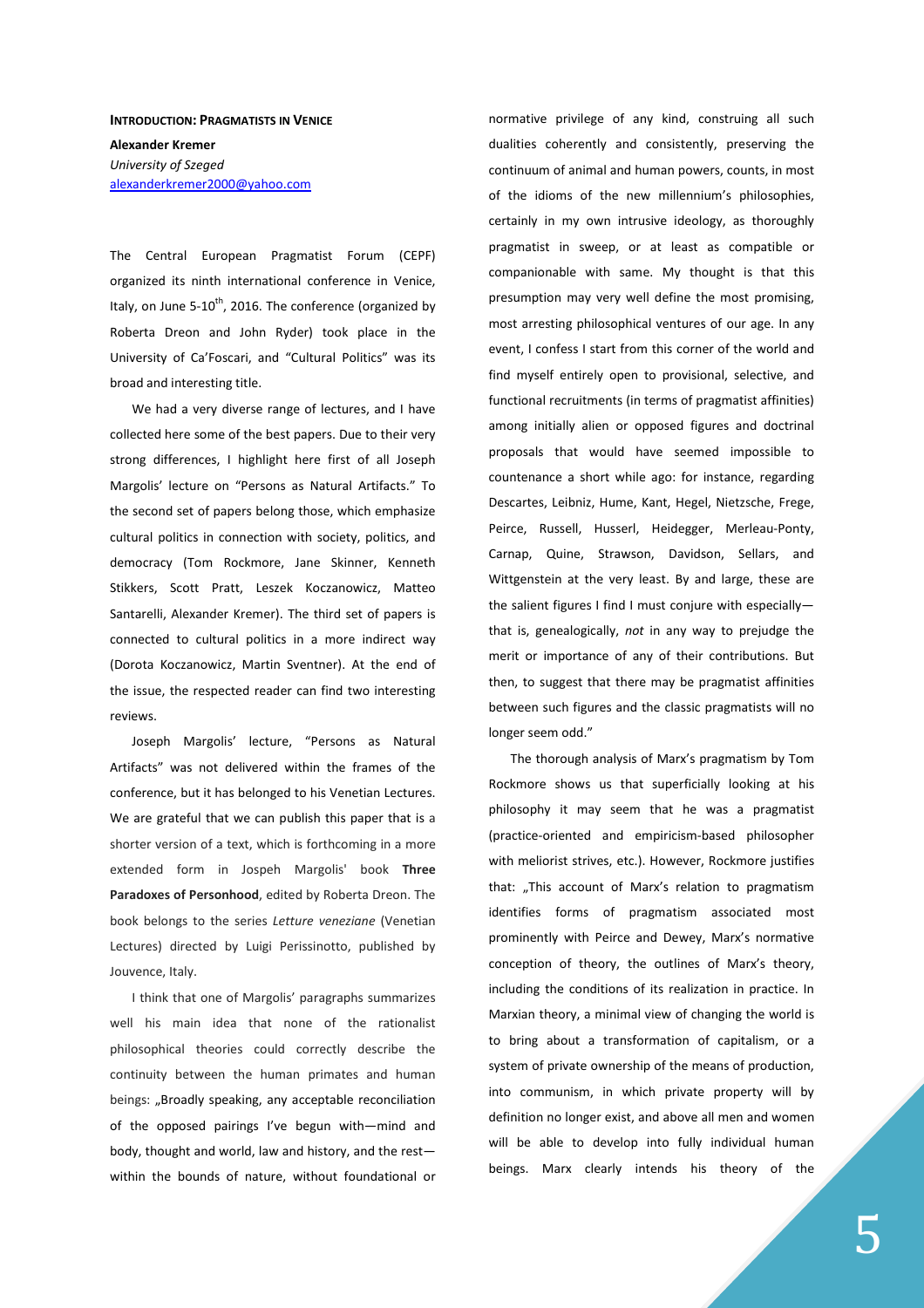**INTRODUCTION: PRAGMATISTS IN VENICE**

**Alexander Kremer**
*University of Szeged*
alexanderkremer2000@yahoo.com

The Central European Pragmatist Forum (CEPF) organized its ninth international conference in Venice, Italy, on June 5-10th, 2016. The conference (organized by Roberta Dreon and John Ryder) took place in the University of Ca'Foscari, and "Cultural Politics" was its broad and interesting title.

We had a very diverse range of lectures, and I have collected here some of the best papers. Due to their very strong differences, I highlight here first of all Joseph Margolis' lecture on "Persons as Natural Artifacts." To the second set of papers belong those, which emphasize cultural politics in connection with society, politics, and democracy (Tom Rockmore, Jane Skinner, Kenneth Stikkers, Scott Pratt, Leszek Koczanowicz, Matteo Santarelli, Alexander Kremer). The third set of papers is connected to cultural politics in a more indirect way (Dorota Koczanowicz, Martin Sventner). At the end of the issue, the respected reader can find two interesting reviews.

Joseph Margolis' lecture, "Persons as Natural Artifacts" was not delivered within the frames of the conference, but it has belonged to his Venetian Lectures. We are grateful that we can publish this paper that is a shorter version of a text, which is forthcoming in a more extended form in Jospeh Margolis' book **Three Paradoxes of Personhood**, edited by Roberta Dreon. The book belongs to the series *Letture veneziane* (Venetian Lectures) directed by Luigi Perissinotto, published by Jouvence, Italy.

I think that one of Margolis' paragraphs summarizes well his main idea that none of the rationalist philosophical theories could correctly describe the continuity between the human primates and human beings: „Broadly speaking, any acceptable reconciliation of the opposed pairings I've begun with—mind and body, thought and world, law and history, and the rest—within the bounds of nature, without foundational or normative privilege of any kind, construing all such dualities coherently and consistently, preserving the continuum of animal and human powers, counts, in most of the idioms of the new millennium's philosophies, certainly in my own intrusive ideology, as thoroughly pragmatist in sweep, or at least as compatible or companionable with same. My thought is that this presumption may very well define the most promising, most arresting philosophical ventures of our age. In any event, I confess I start from this corner of the world and find myself entirely open to provisional, selective, and functional recruitments (in terms of pragmatist affinities) among initially alien or opposed figures and doctrinal proposals that would have seemed impossible to countenance a short while ago: for instance, regarding Descartes, Leibniz, Hume, Kant, Hegel, Nietzsche, Frege, Peirce, Russell, Husserl, Heidegger, Merleau-Ponty, Carnap, Quine, Strawson, Davidson, Sellars, and Wittgenstein at the very least. By and large, these are the salient figures I find I must conjure with especially—that is, genealogically, *not* in any way to prejudge the merit or importance of any of their contributions. But then, to suggest that there may be pragmatist affinities between such figures and the classic pragmatists will no longer seem odd."

The thorough analysis of Marx's pragmatism by Tom Rockmore shows us that superficially looking at his philosophy it may seem that he was a pragmatist (practice-oriented and empiricism-based philosopher with meliorist strives, etc.). However, Rockmore justifies that: „This account of Marx's relation to pragmatism identifies forms of pragmatism associated most prominently with Peirce and Dewey, Marx's normative conception of theory, the outlines of Marx's theory, including the conditions of its realization in practice. In Marxian theory, a minimal view of changing the world is to bring about a transformation of capitalism, or a system of private ownership of the means of production, into communism, in which private property will by definition no longer exist, and above all men and women will be able to develop into fully individual human beings. Marx clearly intends his theory of the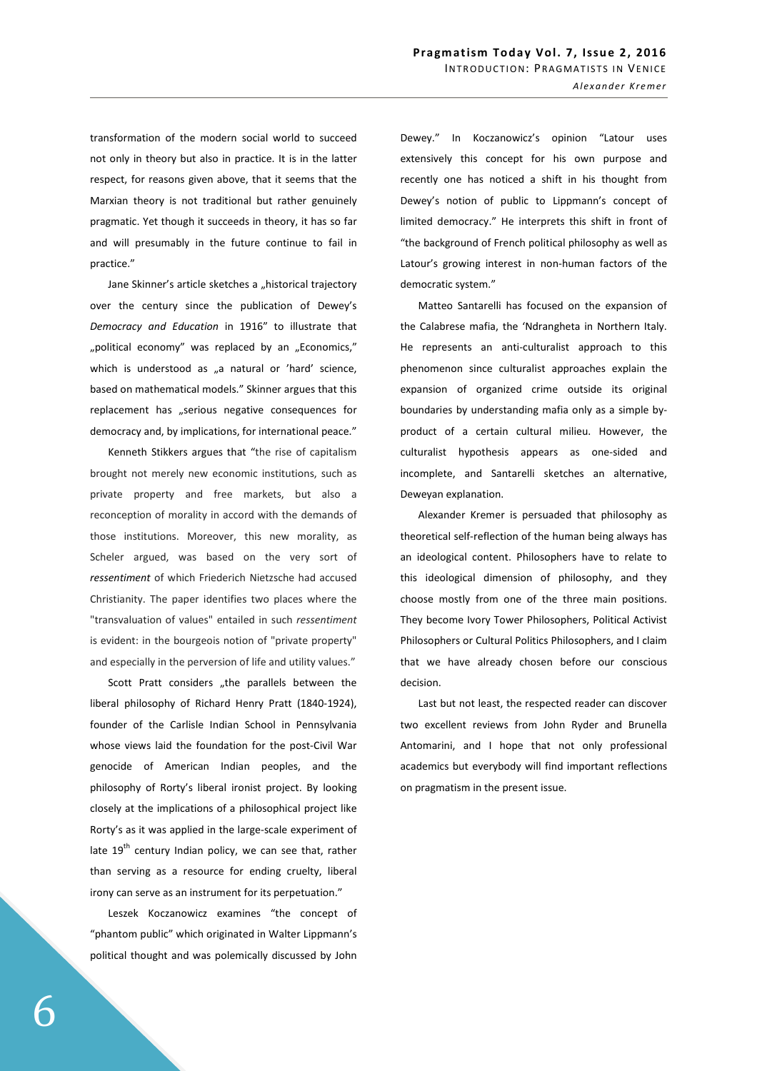transformation of the modern social world to succeed not only in theory but also in practice. It is in the latter respect, for reasons given above, that it seems that the Marxian theory is not traditional but rather genuinely pragmatic. Yet though it succeeds in theory, it has so far and will presumably in the future continue to fail in practice."

Jane Skinner's article sketches a „historical trajectory over the century since the publication of Dewey's *Democracy and Education* in 1916" to illustrate that „political economy" was replaced by an „Economics," which is understood as „a natural or 'hard' science, based on mathematical models." Skinner argues that this replacement has „serious negative consequences for democracy and, by implications, for international peace."

Kenneth Stikkers argues that "the rise of capitalism brought not merely new economic institutions, such as private property and free markets, but also a reconception of morality in accord with the demands of those institutions. Moreover, this new morality, as Scheler argued, was based on the very sort of ***ressentiment*** of which Friederich Nietzsche had accused Christianity. The paper identifies two places where the "transvaluation of values" entailed in such *ressentiment* is evident: in the bourgeois notion of "private property" and especially in the perversion of life and utility values."

Scott Pratt considers „the parallels between the liberal philosophy of Richard Henry Pratt (1840-1924), founder of the Carlisle Indian School in Pennsylvania whose views laid the foundation for the post-Civil War genocide of American Indian peoples, and the philosophy of Rorty's liberal ironist project. By looking closely at the implications of a philosophical project like Rorty's as it was applied in the large-scale experiment of late 19th century Indian policy, we can see that, rather than serving as a resource for ending cruelty, liberal irony can serve as an instrument for its perpetuation."

Leszek Koczanowicz examines "the concept of "phantom public" which originated in Walter Lippmann's political thought and was polemically discussed by John Dewey." In Koczanowicz's opinion "Latour uses extensively this concept for his own purpose and recently one has noticed a shift in his thought from Dewey's notion of public to Lippmann's concept of limited democracy." He interprets this shift in front of "the background of French political philosophy as well as Latour's growing interest in non-human factors of the democratic system."

Matteo Santarelli has focused on the expansion of the Calabrese mafia, the 'Ndrangheta in Northern Italy. He represents an anti-culturalist approach to this phenomenon since culturalist approaches explain the expansion of organized crime outside its original boundaries by understanding mafia only as a simple by-product of a certain cultural milieu. However, the culturalist hypothesis appears as one-sided and incomplete, and Santarelli sketches an alternative, Deweyan explanation.

Alexander Kremer is persuaded that philosophy as theoretical self-reflection of the human being always has an ideological content. Philosophers have to relate to this ideological dimension of philosophy, and they choose mostly from one of the three main positions. They become Ivory Tower Philosophers, Political Activist Philosophers or Cultural Politics Philosophers, and I claim that we have already chosen before our conscious decision.

Last but not least, the respected reader can discover two excellent reviews from John Ryder and Brunella Antomarini, and I hope that not only professional academics but everybody will find important reflections on pragmatism in the present issue.